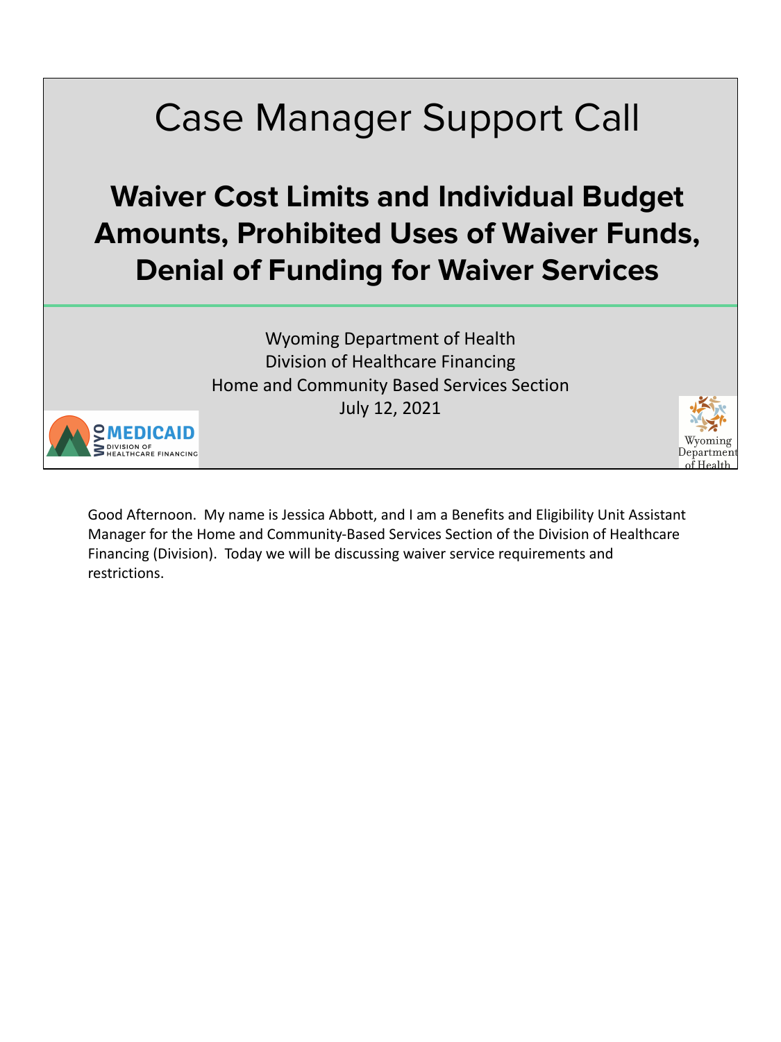# Case Manager Support Call

## Waiver Cost Limits and Individual Budget Amounts, Prohibited Uses of Waiver Funds, Denial of Funding for Waiver Services

Wyoming Department of Health
Division of Healthcare Financing
Home and Community Based Services Section
July 12, 2021

Good Afternoon. My name is Jessica Abbott, and I am a Benefits and Eligibility Unit Assistant Manager for the Home and Community-Based Services Section of the Division of Healthcare Financing (Division). Today we will be discussing waiver service requirements and restrictions.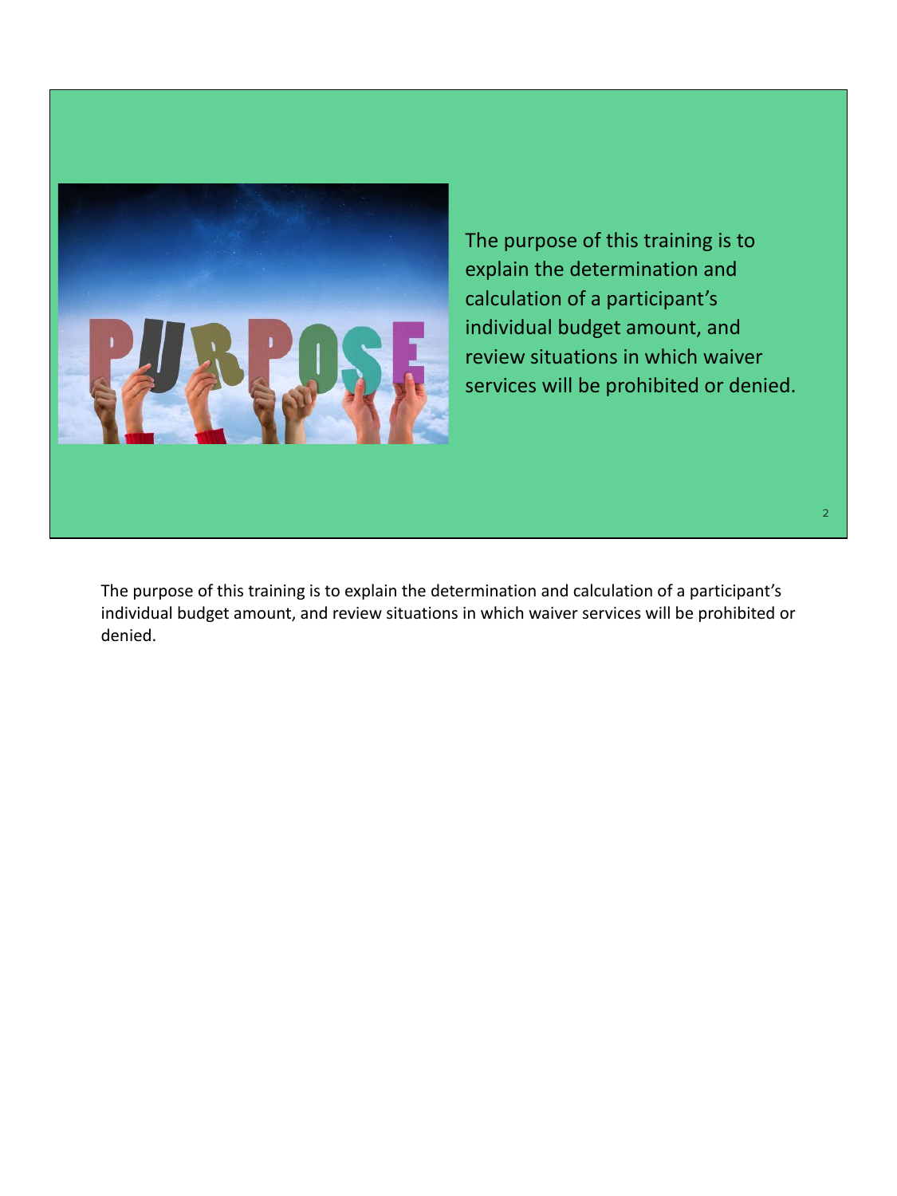The purpose of this training is to explain the determination and calculation of a participant's individual budget amount, and review situations in which waiver services will be prohibited or denied.

The purpose of this training is to explain the determination and calculation of a participant's individual budget amount, and review situations in which waiver services will be prohibited or denied.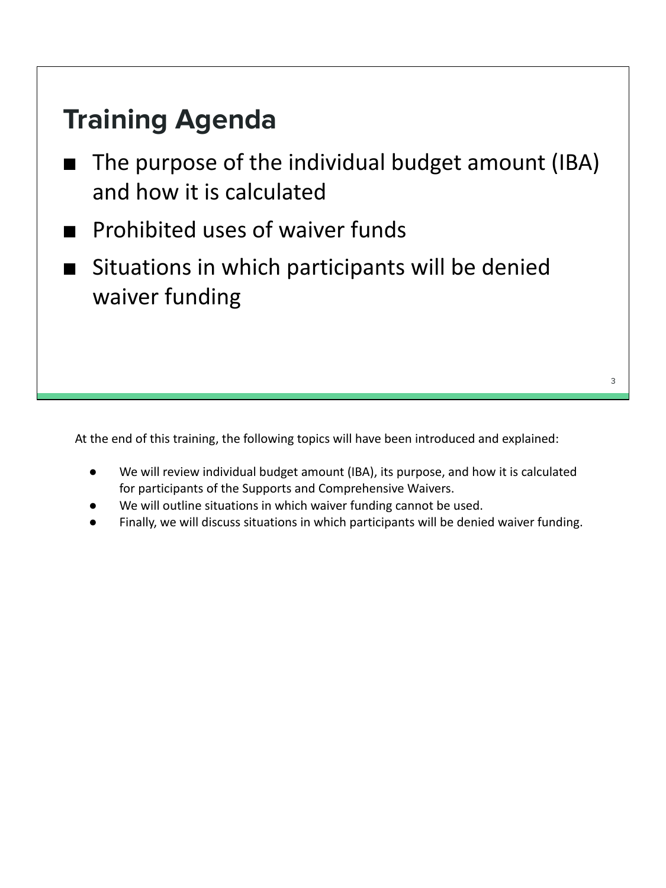## Training Agenda

- The purpose of the individual budget amount (IBA) and how it is calculated
- Prohibited uses of waiver funds
- Situations in which participants will be denied waiver funding

At the end of this training, the following topics will have been introduced and explained:

- We will review individual budget amount (IBA), its purpose, and how it is calculated for participants of the Supports and Comprehensive Waivers.
- We will outline situations in which waiver funding cannot be used.
- Finally, we will discuss situations in which participants will be denied waiver funding.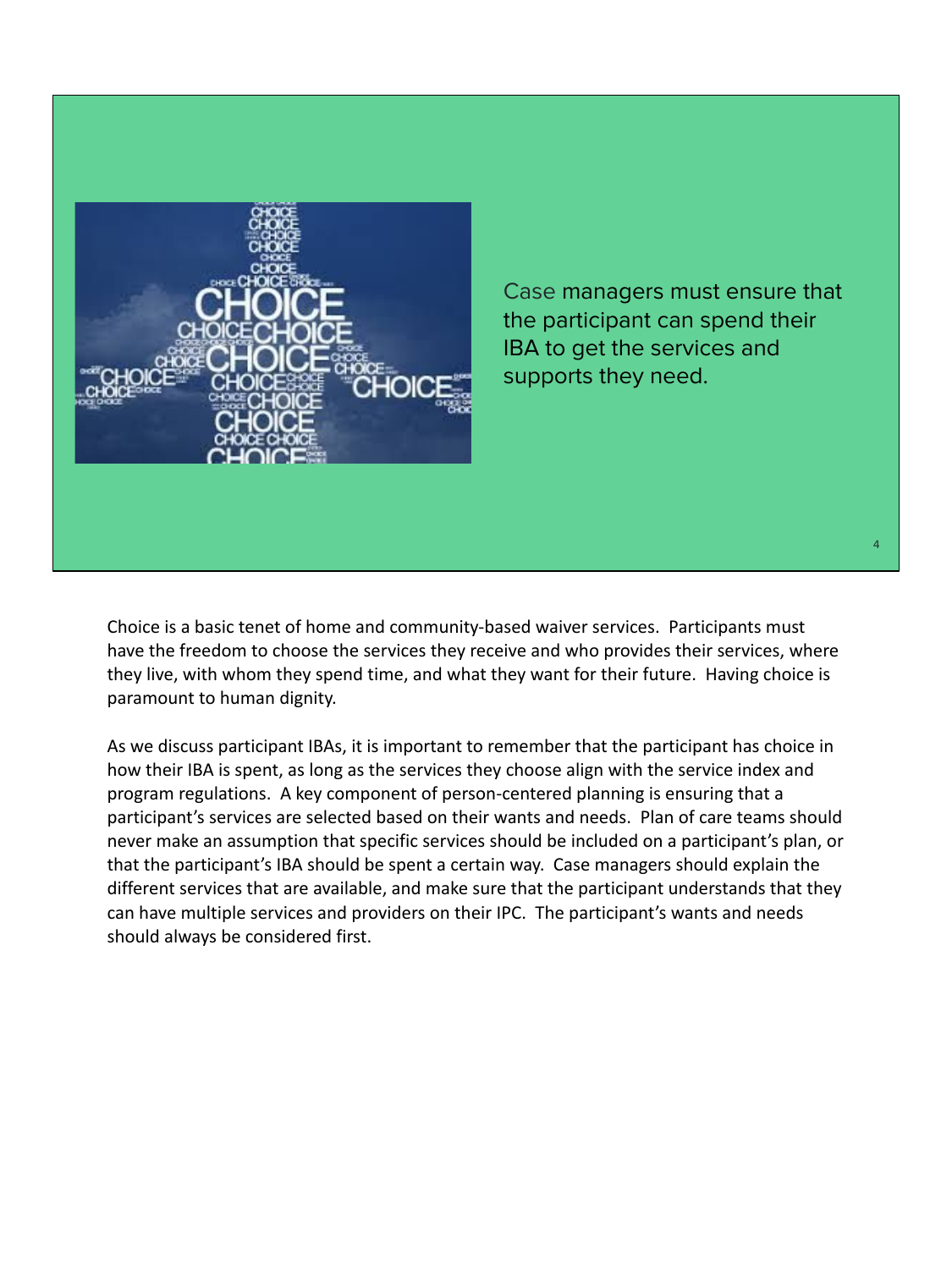Case managers must ensure that the participant can spend their IBA to get the services and supports they need.

Choice is a basic tenet of home and community-based waiver services. Participants must have the freedom to choose the services they receive and who provides their services, where they live, with whom they spend time, and what they want for their future. Having choice is paramount to human dignity.

As we discuss participant IBAs, it is important to remember that the participant has choice in how their IBA is spent, as long as the services they choose align with the service index and program regulations. A key component of person-centered planning is ensuring that a participant's services are selected based on their wants and needs. Plan of care teams should never make an assumption that specific services should be included on a participant's plan, or that the participant's IBA should be spent a certain way. Case managers should explain the different services that are available, and make sure that the participant understands that they can have multiple services and providers on their IPC. The participant's wants and needs should always be considered first.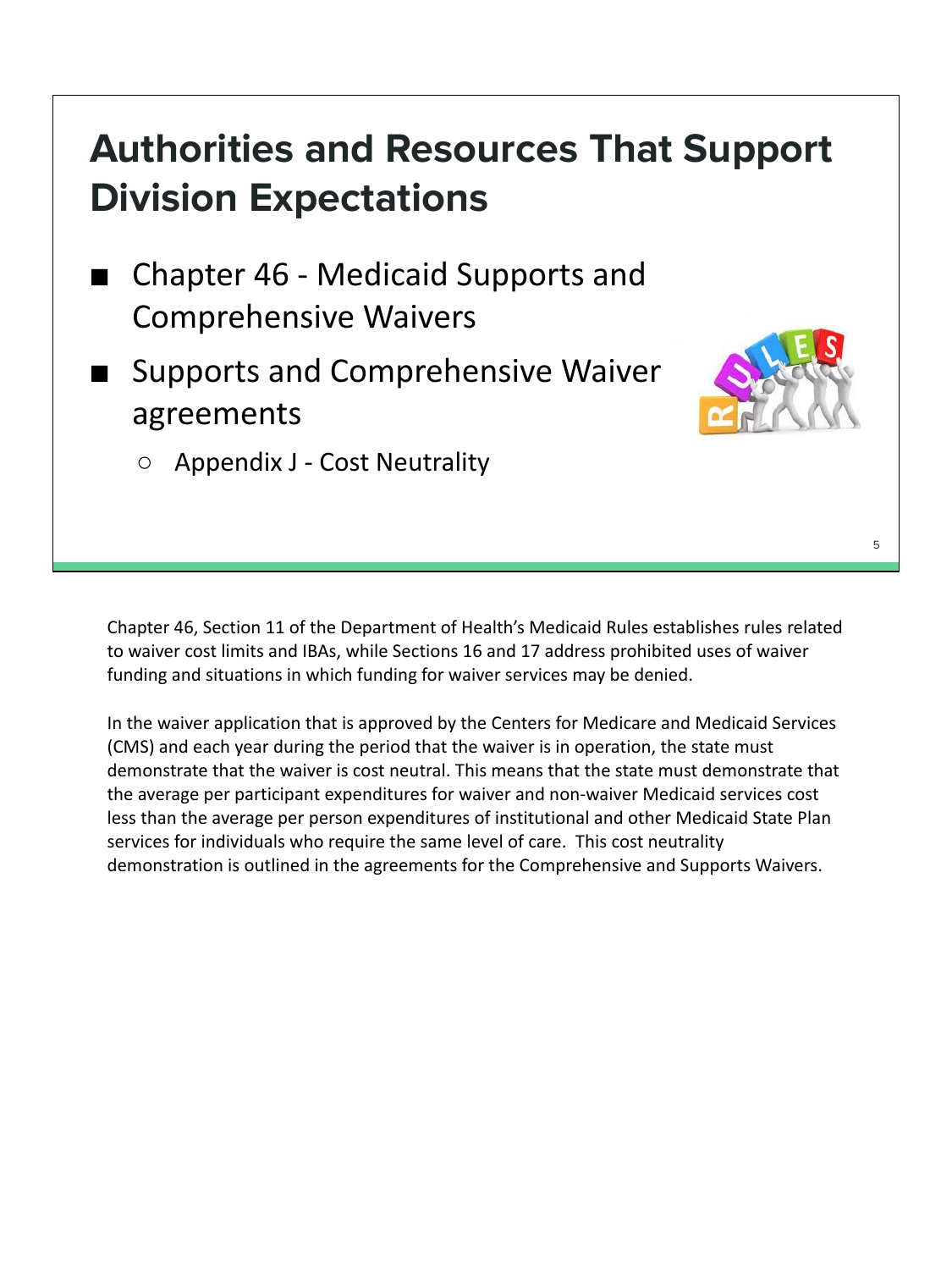# Authorities and Resources That Support Division Expectations

- Chapter 46 - Medicaid Supports and Comprehensive Waivers
- Supports and Comprehensive Waiver agreements
  - Appendix J - Cost Neutrality

Chapter 46, Section 11 of the Department of Health's Medicaid Rules establishes rules related to waiver cost limits and IBAs, while Sections 16 and 17 address prohibited uses of waiver funding and situations in which funding for waiver services may be denied.

In the waiver application that is approved by the Centers for Medicare and Medicaid Services (CMS) and each year during the period that the waiver is in operation, the state must demonstrate that the waiver is cost neutral. This means that the state must demonstrate that the average per participant expenditures for waiver and non-waiver Medicaid services cost less than the average per person expenditures of institutional and other Medicaid State Plan services for individuals who require the same level of care. This cost neutrality demonstration is outlined in the agreements for the Comprehensive and Supports Waivers.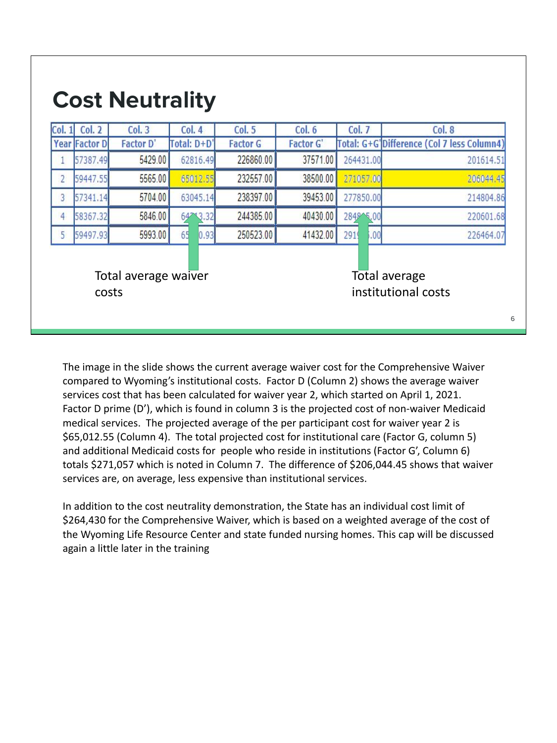# Cost Neutrality

| Col. 1 | Col. 2 | Col. 3 | Col. 4 | Col. 5 | Col. 6 | Col. 7 | Col. 8 |
|---|---|---|---|---|---|---|---|
| Year | Factor D | Factor D' | Total: D+D' | Factor G | Factor G' | Total: G+G' | Difference (Col 7 less Column4) |
| 1 | 57387.49 | 5429.00 | 62816.49 | 226860.00 | 37571.00 | 264431.00 | 201614.51 |
| 2 | 59447.55 | 5565.00 | 65012.55 | 232557.00 | 38500.00 | 271057.00 | 206044.45 |
| 3 | 57341.14 | 5704.00 | 63045.14 | 238397.00 | 39453.00 | 277850.00 | 214804.86 |
| 4 | 58367.32 | 5846.00 | 64_3.32 | 244385.00 | 40430.00 | 2848_5.00 | 220601.68 |
| 5 | 59497.93 | 5993.00 | 65_0.93 | 250523.00 | 41432.00 | 291_.00 | 226464.07 |

Total average waiver costs

Total average institutional costs

The image in the slide shows the current average waiver cost for the Comprehensive Waiver compared to Wyoming's institutional costs. Factor D (Column 2) shows the average waiver services cost that has been calculated for waiver year 2, which started on April 1, 2021. Factor D prime (D'), which is found in column 3 is the projected cost of non-waiver Medicaid medical services. The projected average of the per participant cost for waiver year 2 is $65,012.55 (Column 4). The total projected cost for institutional care (Factor G, column 5) and additional Medicaid costs for people who reside in institutions (Factor G', Column 6) totals $271,057 which is noted in Column 7. The difference of $206,044.45 shows that waiver services are, on average, less expensive than institutional services.

In addition to the cost neutrality demonstration, the State has an individual cost limit of $264,430 for the Comprehensive Waiver, which is based on a weighted average of the cost of the Wyoming Life Resource Center and state funded nursing homes. This cap will be discussed again a little later in the training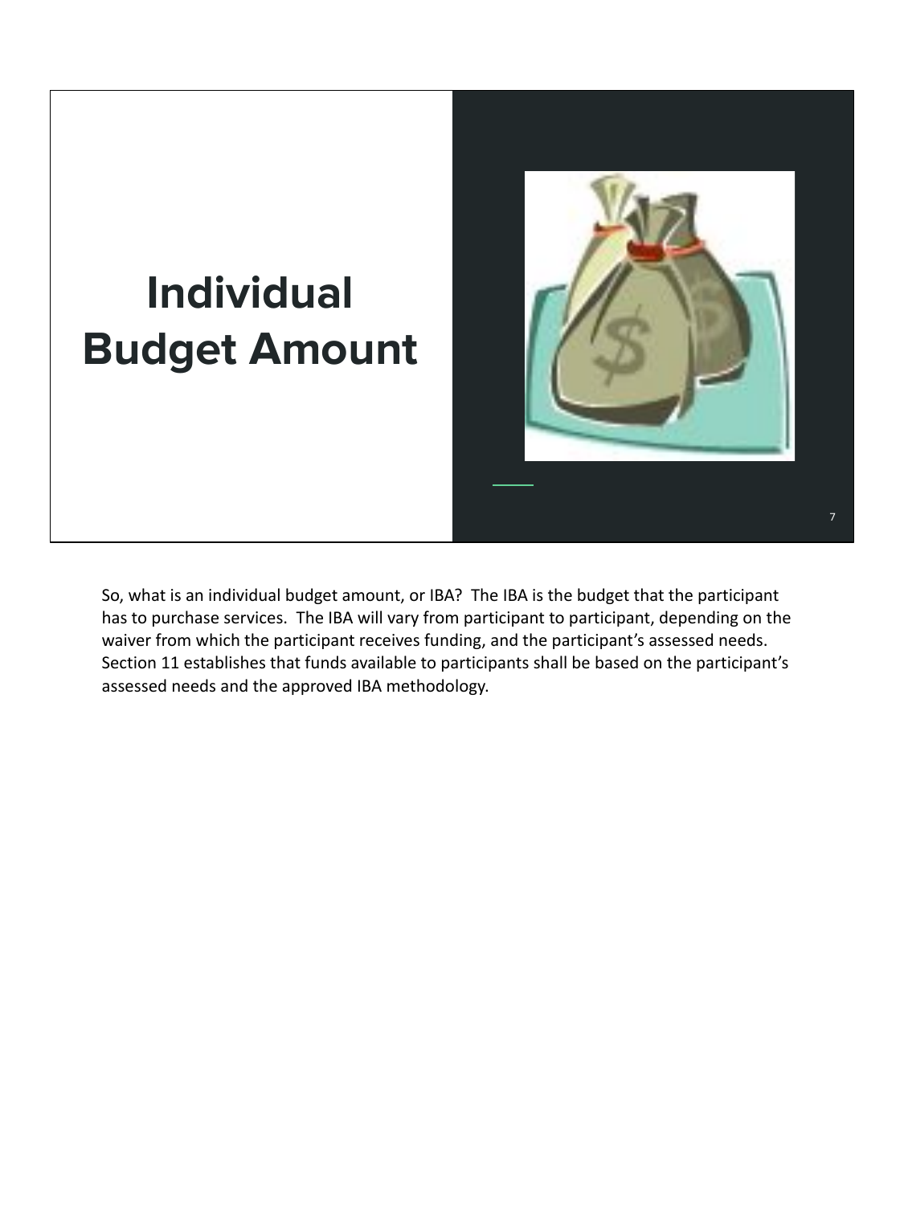# Individual Budget Amount

So, what is an individual budget amount, or IBA? The IBA is the budget that the participant has to purchase services. The IBA will vary from participant to participant, depending on the waiver from which the participant receives funding, and the participant's assessed needs. Section 11 establishes that funds available to participants shall be based on the participant's assessed needs and the approved IBA methodology.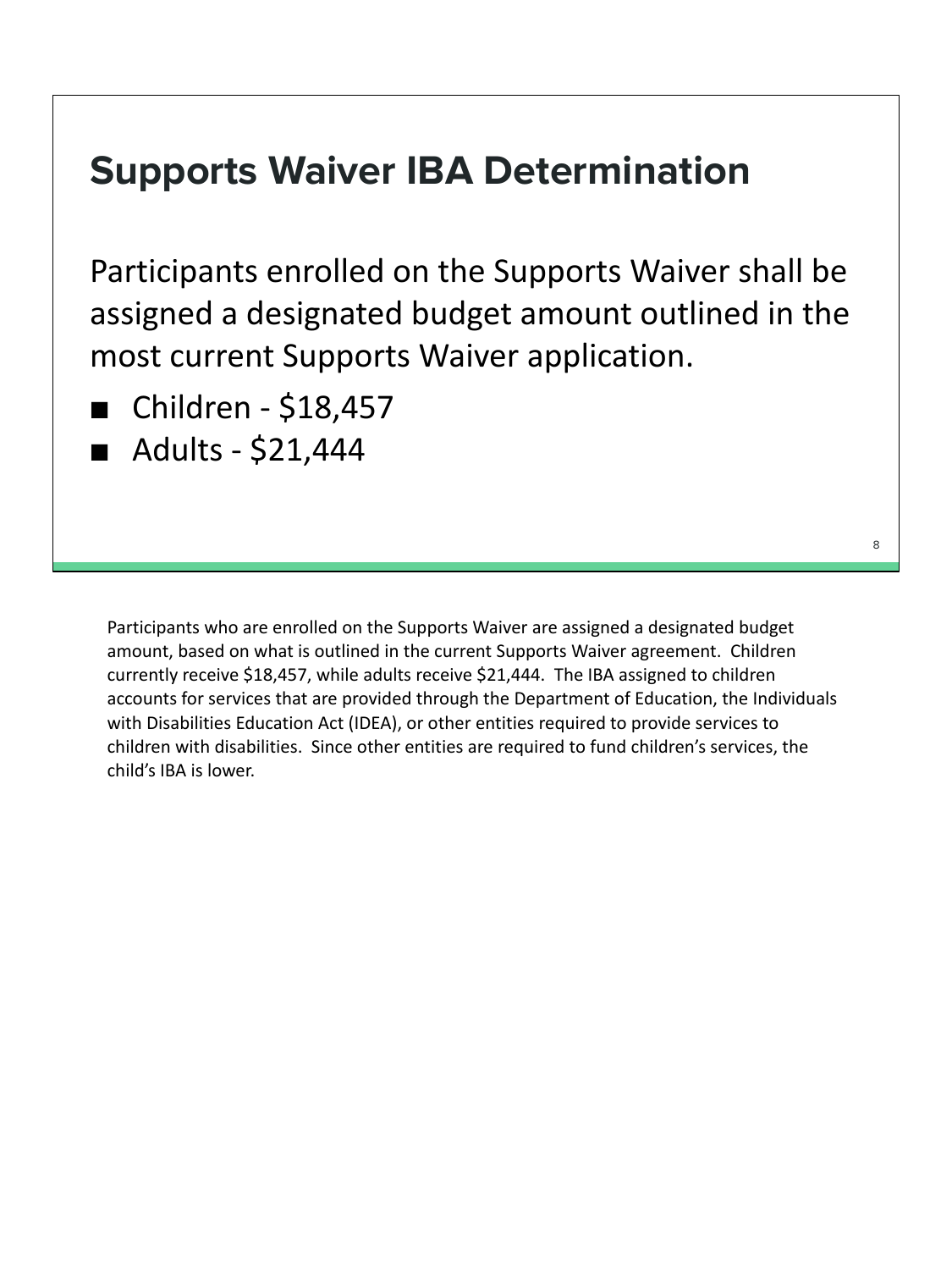## Supports Waiver IBA Determination

Participants enrolled on the Supports Waiver shall be assigned a designated budget amount outlined in the most current Supports Waiver application.

- Children - $18,457
- Adults - $21,444

Participants who are enrolled on the Supports Waiver are assigned a designated budget amount, based on what is outlined in the current Supports Waiver agreement. Children currently receive $18,457, while adults receive $21,444. The IBA assigned to children accounts for services that are provided through the Department of Education, the Individuals with Disabilities Education Act (IDEA), or other entities required to provide services to children with disabilities. Since other entities are required to fund children's services, the child's IBA is lower.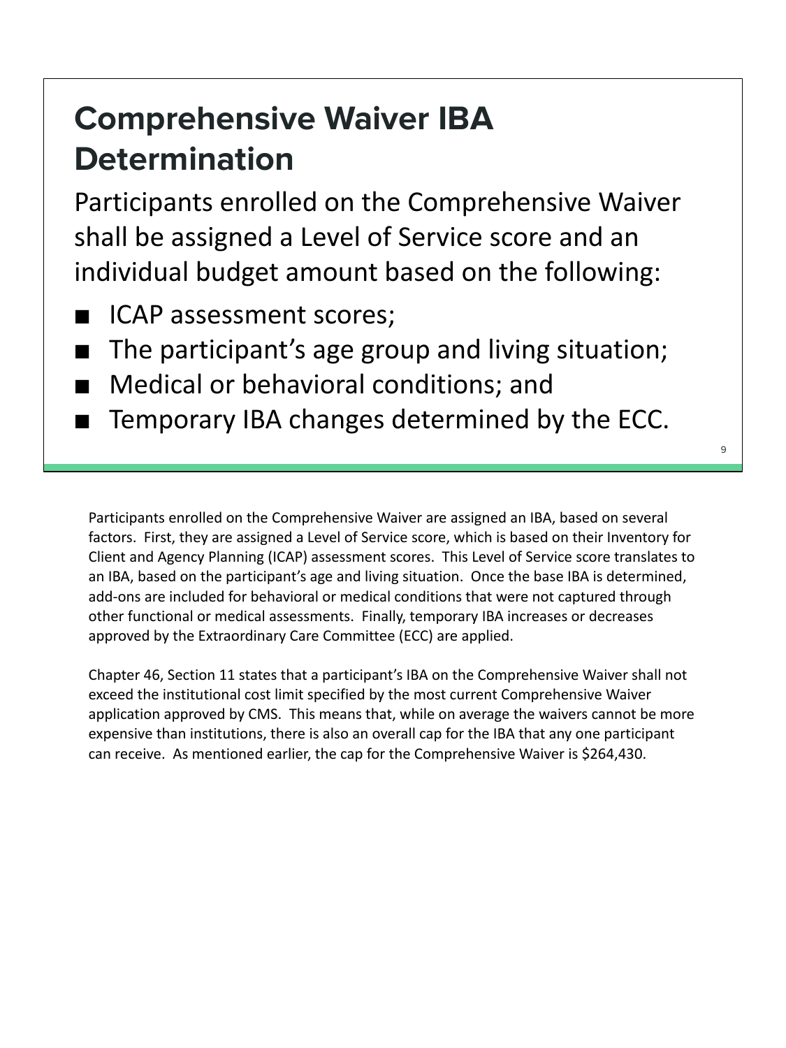# Comprehensive Waiver IBA Determination

Participants enrolled on the Comprehensive Waiver shall be assigned a Level of Service score and an individual budget amount based on the following:

- ICAP assessment scores;
- The participant's age group and living situation;
- Medical or behavioral conditions; and
- Temporary IBA changes determined by the ECC.

Participants enrolled on the Comprehensive Waiver are assigned an IBA, based on several factors. First, they are assigned a Level of Service score, which is based on their Inventory for Client and Agency Planning (ICAP) assessment scores. This Level of Service score translates to an IBA, based on the participant's age and living situation. Once the base IBA is determined, add-ons are included for behavioral or medical conditions that were not captured through other functional or medical assessments. Finally, temporary IBA increases or decreases approved by the Extraordinary Care Committee (ECC) are applied.

Chapter 46, Section 11 states that a participant's IBA on the Comprehensive Waiver shall not exceed the institutional cost limit specified by the most current Comprehensive Waiver application approved by CMS. This means that, while on average the waivers cannot be more expensive than institutions, there is also an overall cap for the IBA that any one participant can receive. As mentioned earlier, the cap for the Comprehensive Waiver is $264,430.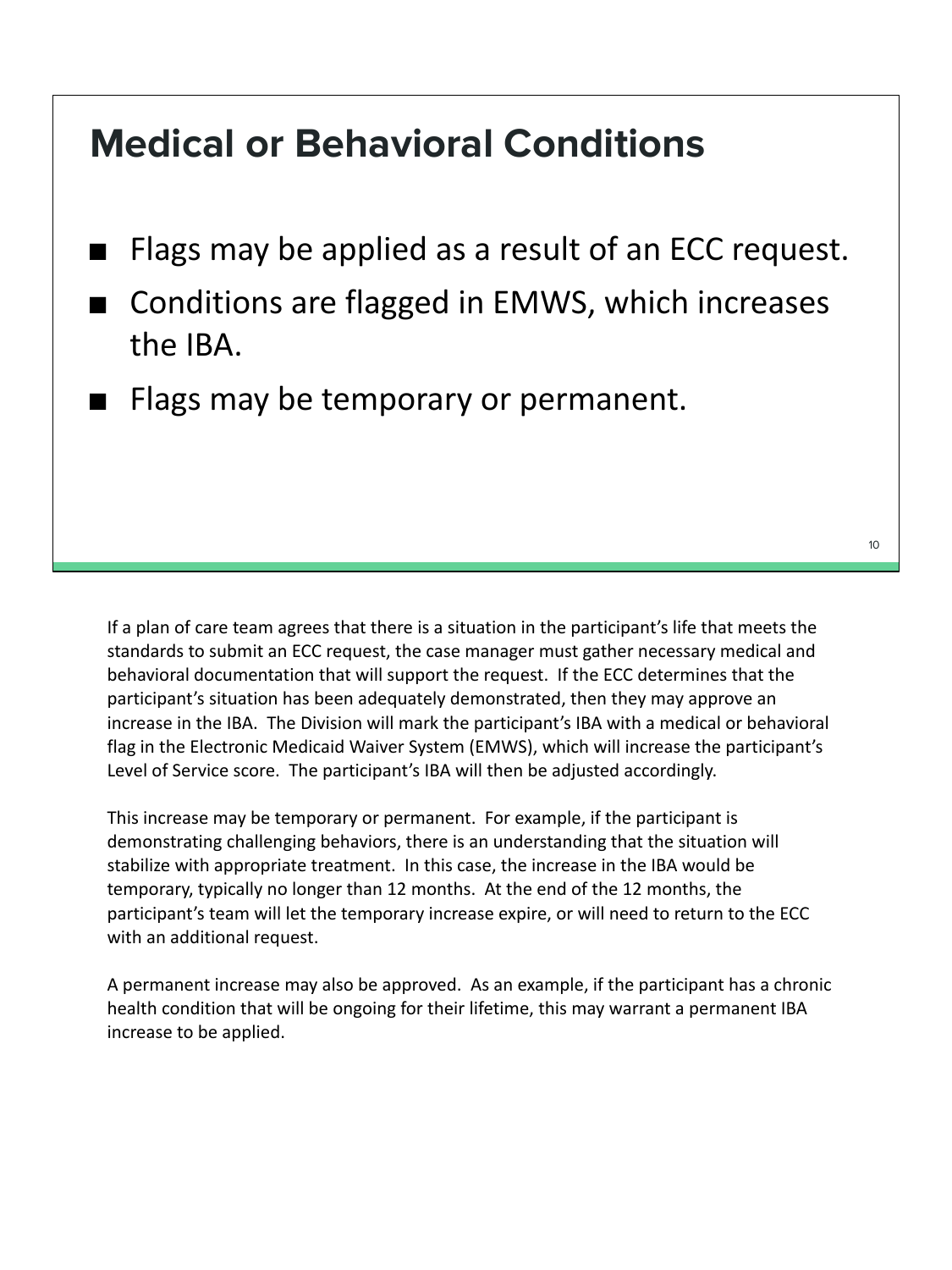# Medical or Behavioral Conditions

- Flags may be applied as a result of an ECC request.
- Conditions are flagged in EMWS, which increases the IBA.
- Flags may be temporary or permanent.

If a plan of care team agrees that there is a situation in the participant's life that meets the standards to submit an ECC request, the case manager must gather necessary medical and behavioral documentation that will support the request. If the ECC determines that the participant's situation has been adequately demonstrated, then they may approve an increase in the IBA. The Division will mark the participant's IBA with a medical or behavioral flag in the Electronic Medicaid Waiver System (EMWS), which will increase the participant's Level of Service score. The participant's IBA will then be adjusted accordingly.

This increase may be temporary or permanent. For example, if the participant is demonstrating challenging behaviors, there is an understanding that the situation will stabilize with appropriate treatment. In this case, the increase in the IBA would be temporary, typically no longer than 12 months. At the end of the 12 months, the participant's team will let the temporary increase expire, or will need to return to the ECC with an additional request.

A permanent increase may also be approved. As an example, if the participant has a chronic health condition that will be ongoing for their lifetime, this may warrant a permanent IBA increase to be applied.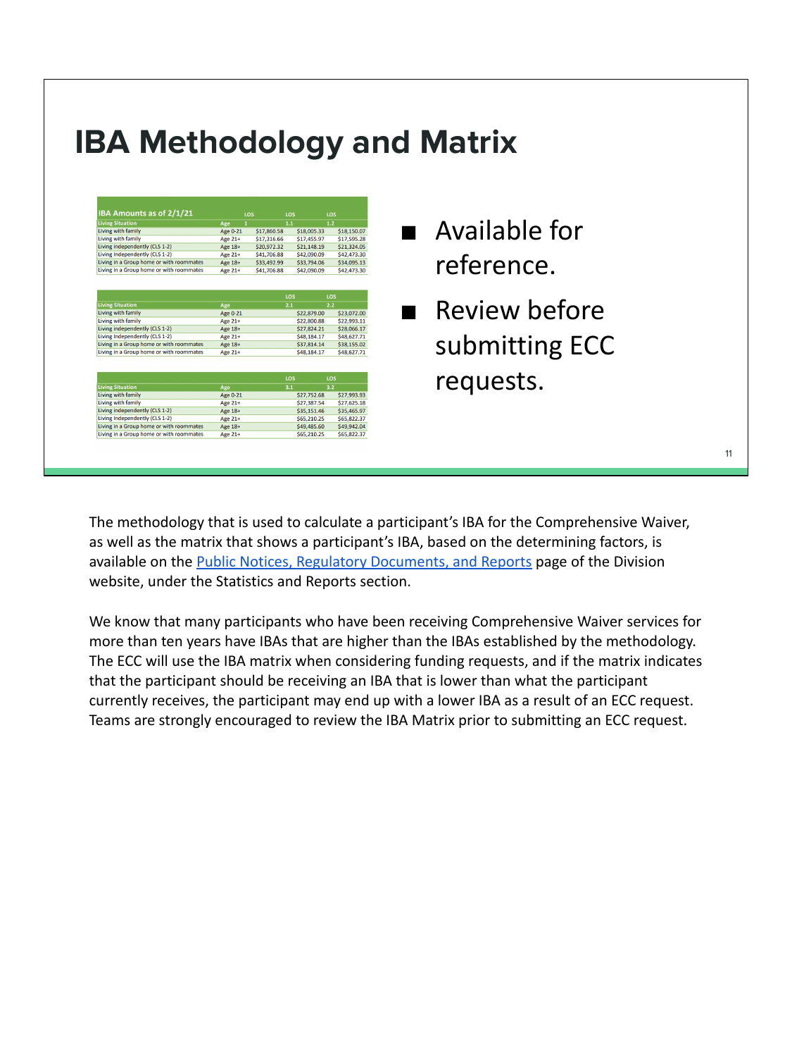# IBA Methodology and Matrix

| IBA Amounts as of 2/1/21 | | LOS | LOS | LOS |
|---|---|---|---|---|
| Living Situation | Age | 1 | 1.1 | 1.2 |
| Living with family | Age 0-21 | $17,860.58 | $18,005.33 | $18,150.07 |
| Living with family | Age 21+ | $17,316.66 | $17,455.97 | $17,595.28 |
| Living independently (CLS 1-2) | Age 18+ | $20,972.32 | $21,148.19 | $21,324.05 |
| Living Independently (CLS 1-2) | Age 21+ | $41,706.88 | $42,090.09 | $42,473.30 |
| Living in a Group home or with roommates | Age 18+ | $33,492.99 | $33,794.06 | $34,095.13 |
| Living in a Group home or with roommates | Age 21+ | $41,706.88 | $42,090.09 | $42,473.30 |

| | | LOS | LOS |
|---|---|---|---|
| Living Situation | Age | 2.1 | 2.2 |
| Living with family | Age 0-21 | $22,879.00 | $23,072.00 |
| Living with family | Age 21+ | $22,800.88 | $22,993.11 |
| Living independently (CLS 1-2) | Age 18+ | $27,824.21 | $28,066.17 |
| Living Independently (CLS 1-2) | Age 21+ | $48,184.17 | $48,627.71 |
| Living in a Group home or with roommates | Age 18+ | $37,814.14 | $38,155.02 |
| Living in a Group home or with roommates | Age 21+ | $48,184.17 | $48,627.71 |

| | | LOS | LOS |
|---|---|---|---|
| Living Situation | Age | 3.1 | 3.2 |
| Living with family | Age 0-21 | $27,752.68 | $27,993.93 |
| Living with family | Age 21+ | $27,387.54 | $27,625.18 |
| Living independently (CLS 1-2) | Age 18+ | $35,151.46 | $35,465.97 |
| Living Independently (CLS 1-2) | Age 21+ | $65,210.25 | $65,822.37 |
| Living in a Group home or with roommates | Age 18+ | $49,485.60 | $49,942.04 |
| Living in a Group home or with roommates | Age 21+ | $65,210.25 | $65,822.37 |

- Available for reference.
- Review before submitting ECC requests.

The methodology that is used to calculate a participant's IBA for the Comprehensive Waiver, as well as the matrix that shows a participant's IBA, based on the determining factors, is available on the Public Notices, Regulatory Documents, and Reports page of the Division website, under the Statistics and Reports section.

We know that many participants who have been receiving Comprehensive Waiver services for more than ten years have IBAs that are higher than the IBAs established by the methodology. The ECC will use the IBA matrix when considering funding requests, and if the matrix indicates that the participant should be receiving an IBA that is lower than what the participant currently receives, the participant may end up with a lower IBA as a result of an ECC request. Teams are strongly encouraged to review the IBA Matrix prior to submitting an ECC request.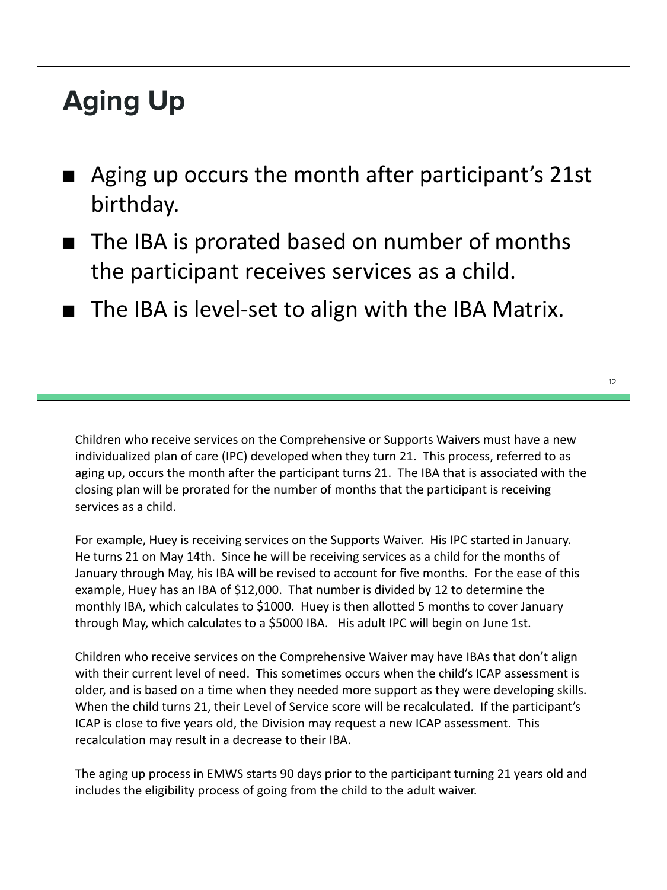## Aging Up

- Aging up occurs the month after participant's 21st birthday.
- The IBA is prorated based on number of months the participant receives services as a child.
- The IBA is level-set to align with the IBA Matrix.

Children who receive services on the Comprehensive or Supports Waivers must have a new individualized plan of care (IPC) developed when they turn 21. This process, referred to as aging up, occurs the month after the participant turns 21. The IBA that is associated with the closing plan will be prorated for the number of months that the participant is receiving services as a child.

For example, Huey is receiving services on the Supports Waiver. His IPC started in January. He turns 21 on May 14th. Since he will be receiving services as a child for the months of January through May, his IBA will be revised to account for five months. For the ease of this example, Huey has an IBA of $12,000. That number is divided by 12 to determine the monthly IBA, which calculates to $1000. Huey is then allotted 5 months to cover January through May, which calculates to a $5000 IBA. His adult IPC will begin on June 1st.

Children who receive services on the Comprehensive Waiver may have IBAs that don't align with their current level of need. This sometimes occurs when the child's ICAP assessment is older, and is based on a time when they needed more support as they were developing skills. When the child turns 21, their Level of Service score will be recalculated. If the participant's ICAP is close to five years old, the Division may request a new ICAP assessment. This recalculation may result in a decrease to their IBA.

The aging up process in EMWS starts 90 days prior to the participant turning 21 years old and includes the eligibility process of going from the child to the adult waiver.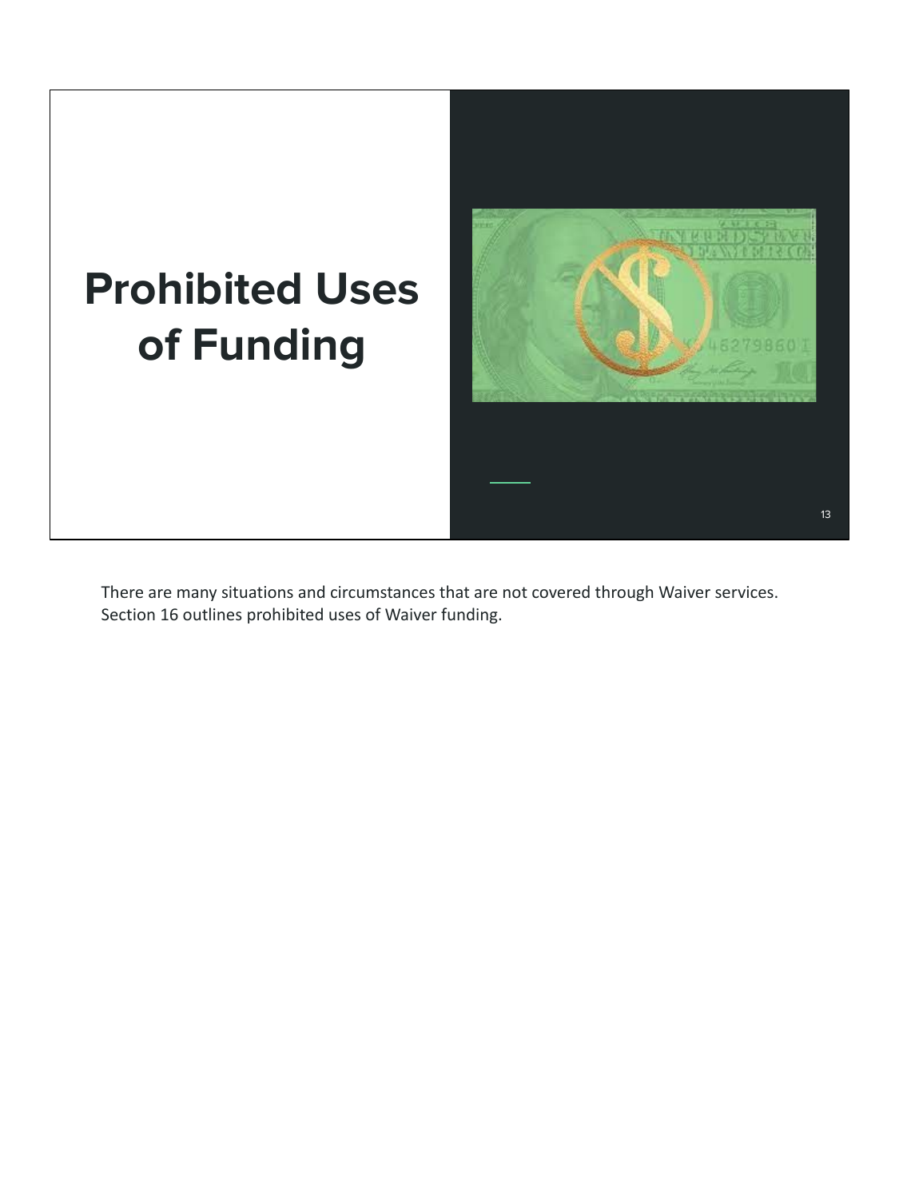# Prohibited Uses of Funding

There are many situations and circumstances that are not covered through Waiver services. Section 16 outlines prohibited uses of Waiver funding.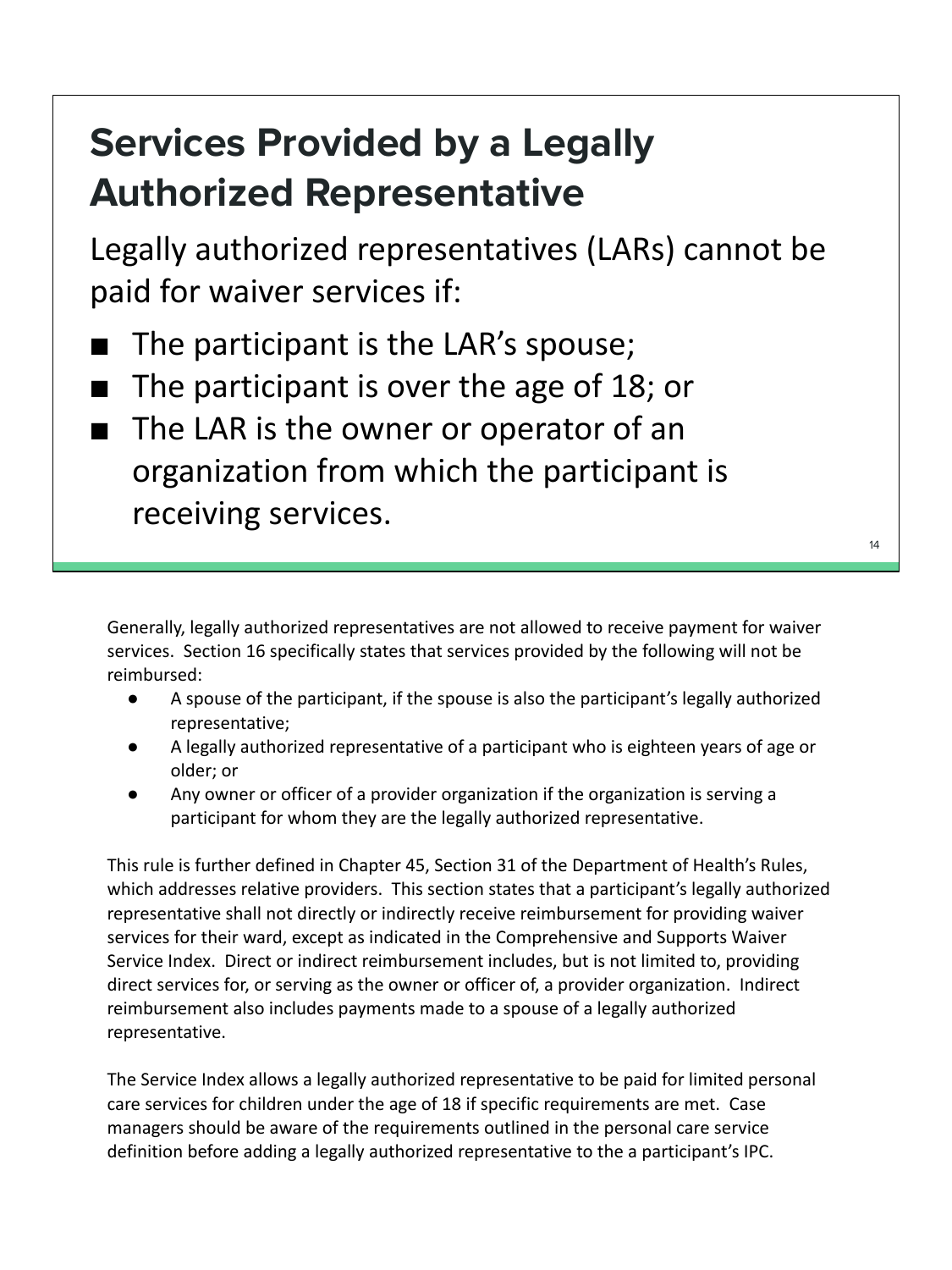# Services Provided by a Legally Authorized Representative

Legally authorized representatives (LARs) cannot be paid for waiver services if:

- The participant is the LAR's spouse;
- The participant is over the age of 18; or
- The LAR is the owner or operator of an organization from which the participant is receiving services.

Generally, legally authorized representatives are not allowed to receive payment for waiver services. Section 16 specifically states that services provided by the following will not be reimbursed:

- A spouse of the participant, if the spouse is also the participant's legally authorized representative;
- A legally authorized representative of a participant who is eighteen years of age or older; or
- Any owner or officer of a provider organization if the organization is serving a participant for whom they are the legally authorized representative.

This rule is further defined in Chapter 45, Section 31 of the Department of Health's Rules, which addresses relative providers. This section states that a participant's legally authorized representative shall not directly or indirectly receive reimbursement for providing waiver services for their ward, except as indicated in the Comprehensive and Supports Waiver Service Index. Direct or indirect reimbursement includes, but is not limited to, providing direct services for, or serving as the owner or officer of, a provider organization. Indirect reimbursement also includes payments made to a spouse of a legally authorized representative.

The Service Index allows a legally authorized representative to be paid for limited personal care services for children under the age of 18 if specific requirements are met. Case managers should be aware of the requirements outlined in the personal care service definition before adding a legally authorized representative to the a participant's IPC.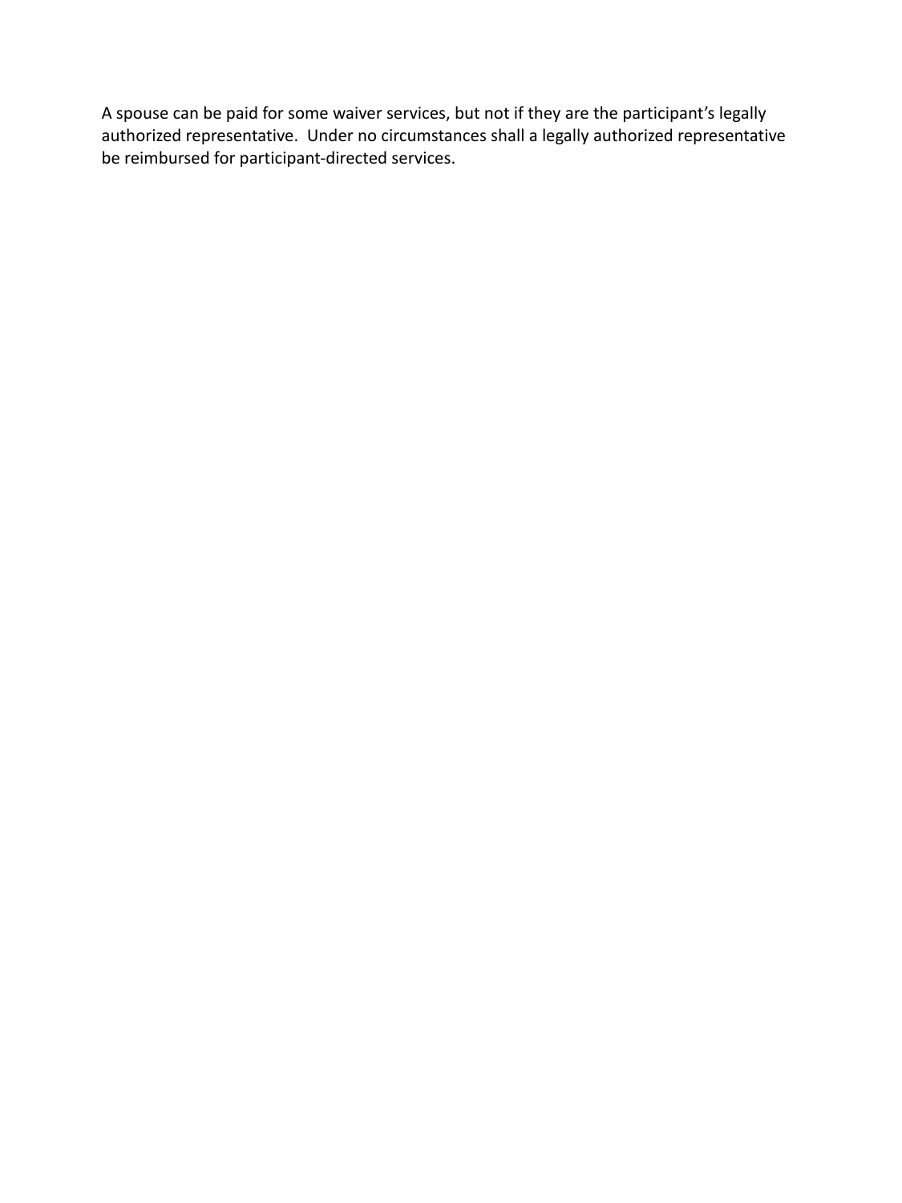A spouse can be paid for some waiver services, but not if they are the participant’s legally authorized representative.  Under no circumstances shall a legally authorized representative be reimbursed for participant-directed services.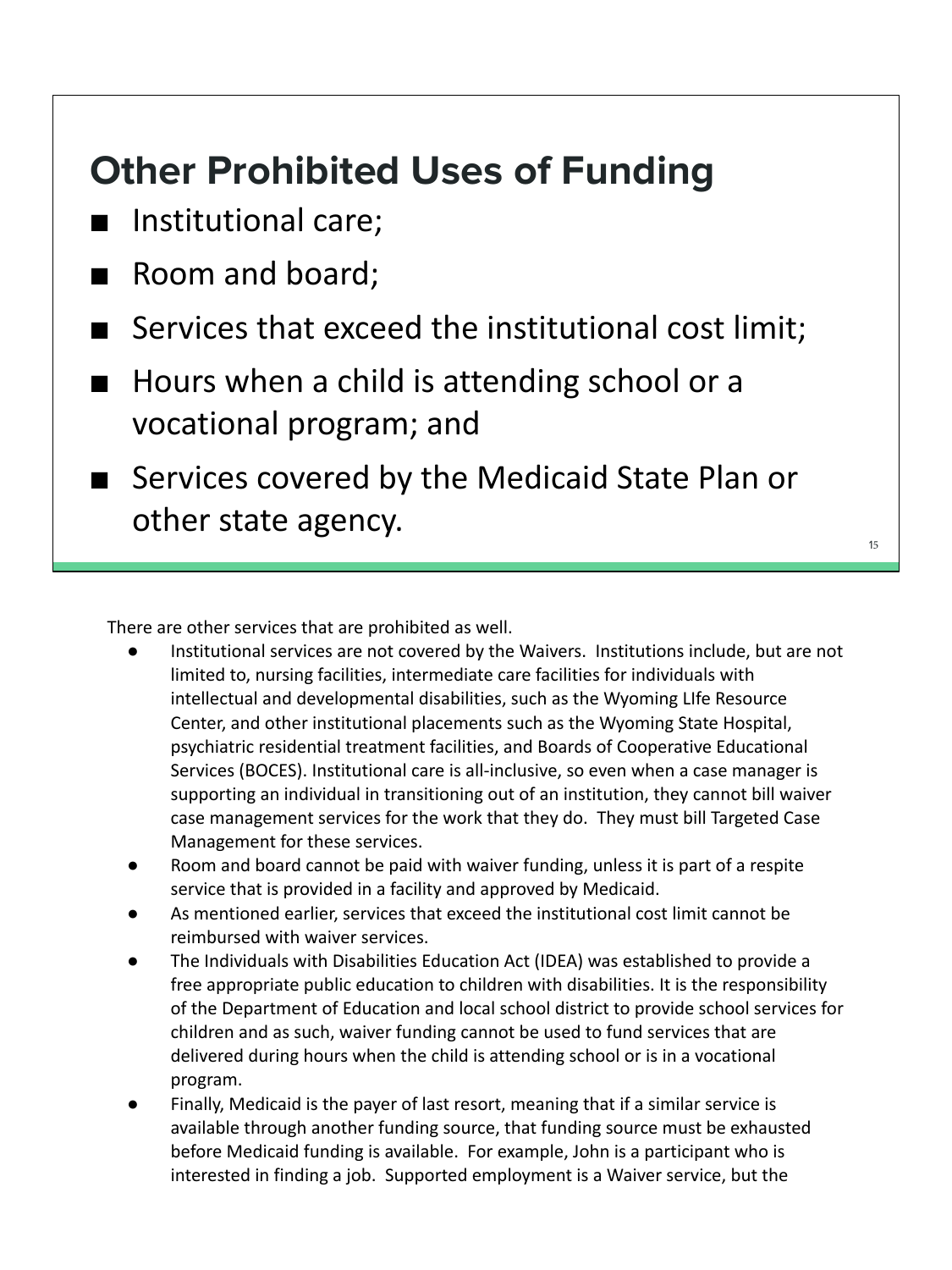## Other Prohibited Uses of Funding

- Institutional care;
- Room and board;
- Services that exceed the institutional cost limit;
- Hours when a child is attending school or a vocational program; and
- Services covered by the Medicaid State Plan or other state agency.

There are other services that are prohibited as well.

- Institutional services are not covered by the Waivers. Institutions include, but are not limited to, nursing facilities, intermediate care facilities for individuals with intellectual and developmental disabilities, such as the Wyoming LIfe Resource Center, and other institutional placements such as the Wyoming State Hospital, psychiatric residential treatment facilities, and Boards of Cooperative Educational Services (BOCES). Institutional care is all-inclusive, so even when a case manager is supporting an individual in transitioning out of an institution, they cannot bill waiver case management services for the work that they do. They must bill Targeted Case Management for these services.
- Room and board cannot be paid with waiver funding, unless it is part of a respite service that is provided in a facility and approved by Medicaid.
- As mentioned earlier, services that exceed the institutional cost limit cannot be reimbursed with waiver services.
- The Individuals with Disabilities Education Act (IDEA) was established to provide a free appropriate public education to children with disabilities. It is the responsibility of the Department of Education and local school district to provide school services for children and as such, waiver funding cannot be used to fund services that are delivered during hours when the child is attending school or is in a vocational program.
- Finally, Medicaid is the payer of last resort, meaning that if a similar service is available through another funding source, that funding source must be exhausted before Medicaid funding is available. For example, John is a participant who is interested in finding a job. Supported employment is a Waiver service, but the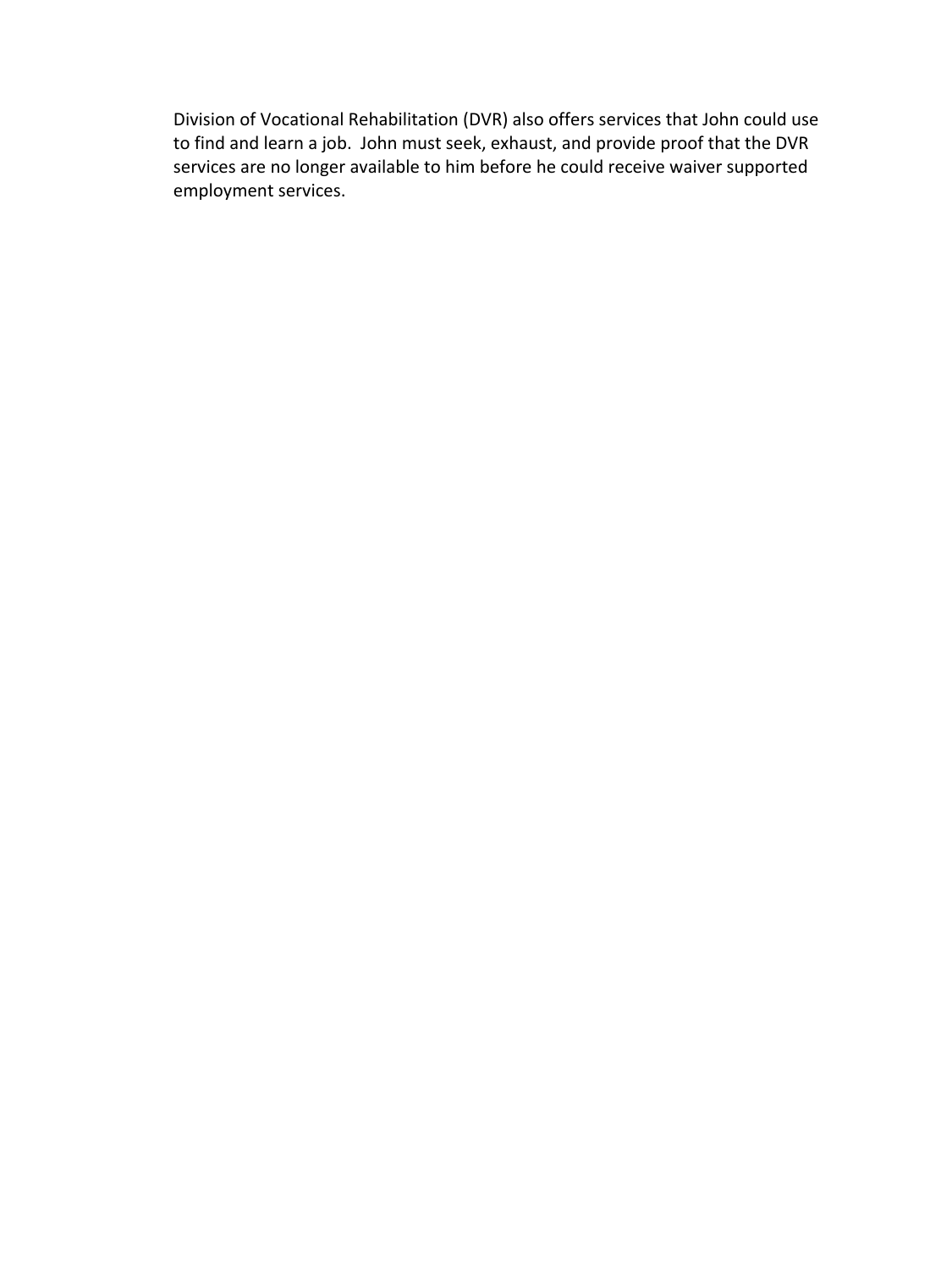Division of Vocational Rehabilitation (DVR) also offers services that John could use to find and learn a job. John must seek, exhaust, and provide proof that the DVR services are no longer available to him before he could receive waiver supported employment services.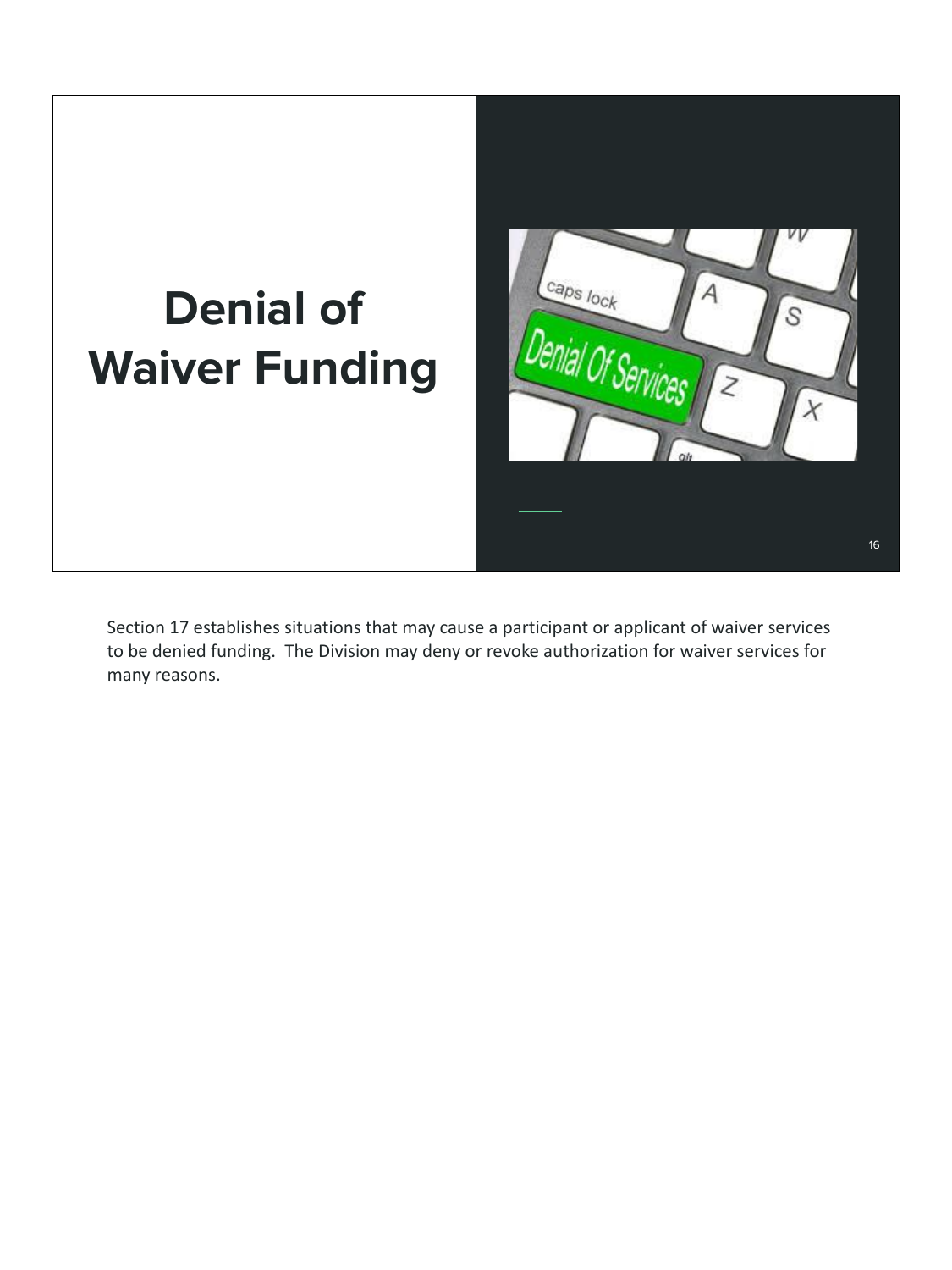# Denial of Waiver Funding

Section 17 establishes situations that may cause a participant or applicant of waiver services to be denied funding. The Division may deny or revoke authorization for waiver services for many reasons.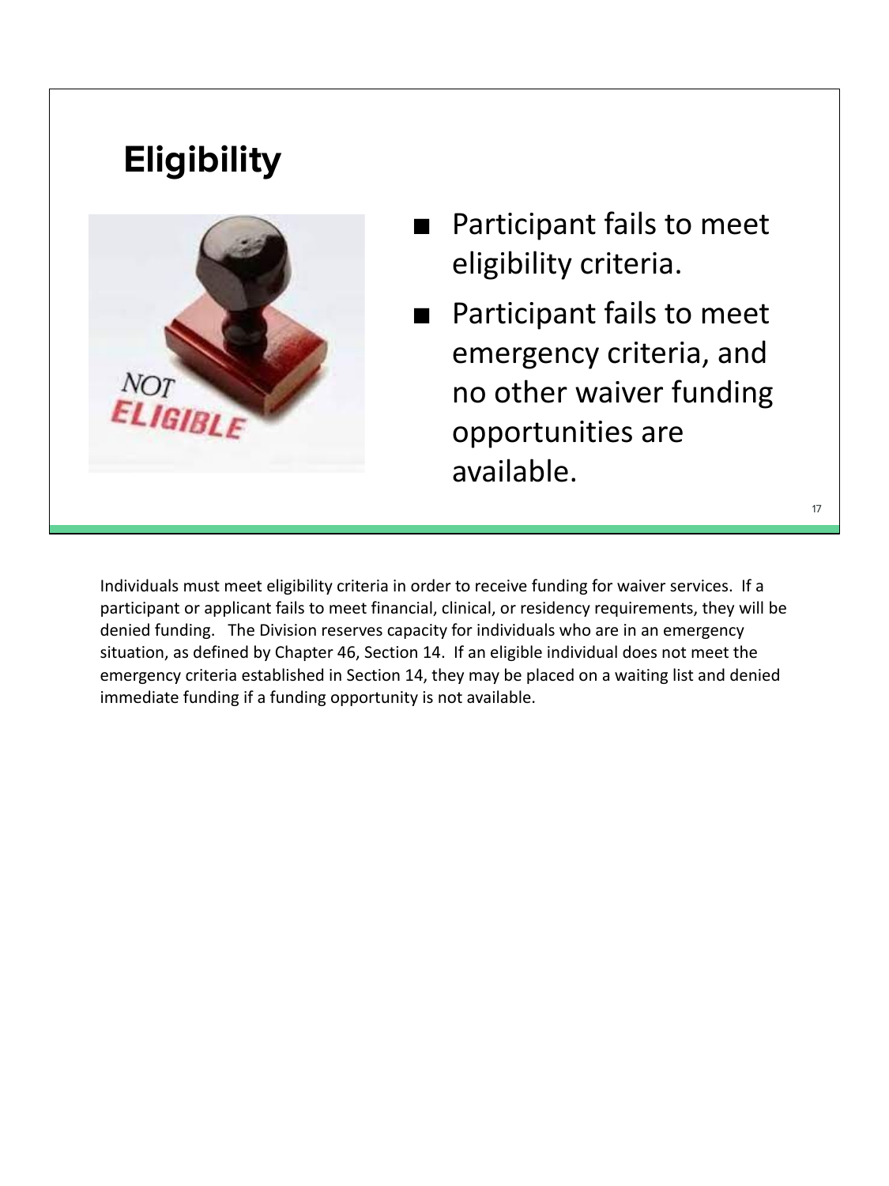## Eligibility

- Participant fails to meet eligibility criteria.
- Participant fails to meet emergency criteria, and no other waiver funding opportunities are available.

Individuals must meet eligibility criteria in order to receive funding for waiver services. If a participant or applicant fails to meet financial, clinical, or residency requirements, they will be denied funding. The Division reserves capacity for individuals who are in an emergency situation, as defined by Chapter 46, Section 14. If an eligible individual does not meet the emergency criteria established in Section 14, they may be placed on a waiting list and denied immediate funding if a funding opportunity is not available.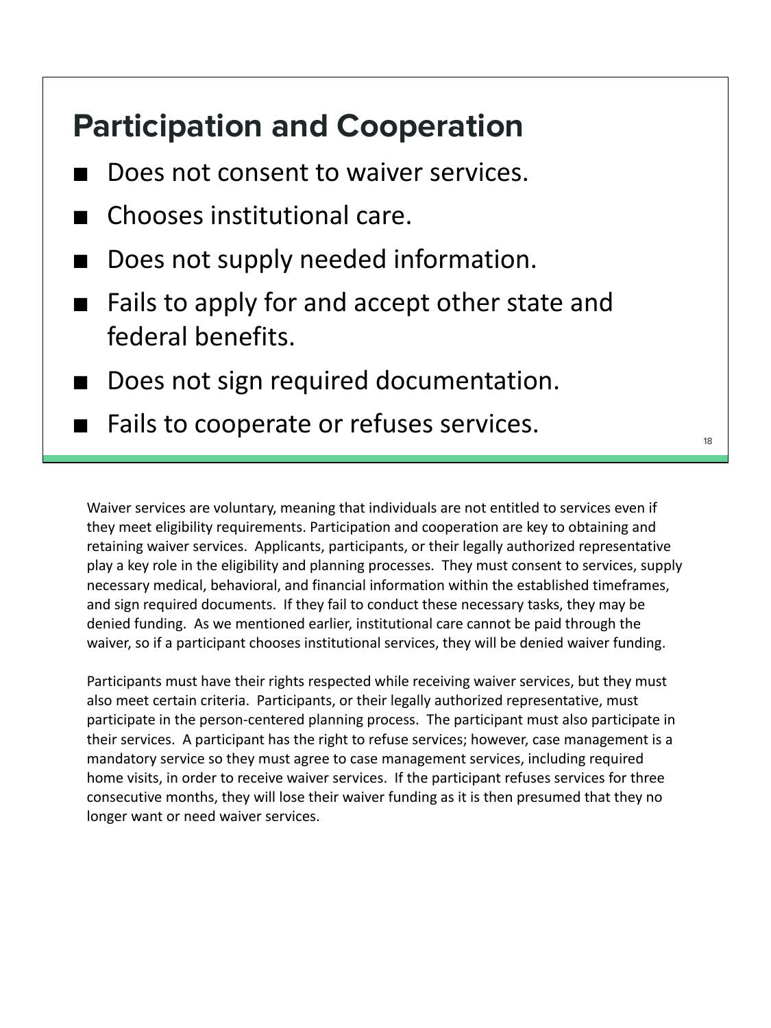## Participation and Cooperation

- Does not consent to waiver services.
- Chooses institutional care.
- Does not supply needed information.
- Fails to apply for and accept other state and federal benefits.
- Does not sign required documentation.
- Fails to cooperate or refuses services.

Waiver services are voluntary, meaning that individuals are not entitled to services even if they meet eligibility requirements. Participation and cooperation are key to obtaining and retaining waiver services. Applicants, participants, or their legally authorized representative play a key role in the eligibility and planning processes. They must consent to services, supply necessary medical, behavioral, and financial information within the established timeframes, and sign required documents. If they fail to conduct these necessary tasks, they may be denied funding. As we mentioned earlier, institutional care cannot be paid through the waiver, so if a participant chooses institutional services, they will be denied waiver funding.

Participants must have their rights respected while receiving waiver services, but they must also meet certain criteria. Participants, or their legally authorized representative, must participate in the person-centered planning process. The participant must also participate in their services. A participant has the right to refuse services; however, case management is a mandatory service so they must agree to case management services, including required home visits, in order to receive waiver services. If the participant refuses services for three consecutive months, they will lose their waiver funding as it is then presumed that they no longer want or need waiver services.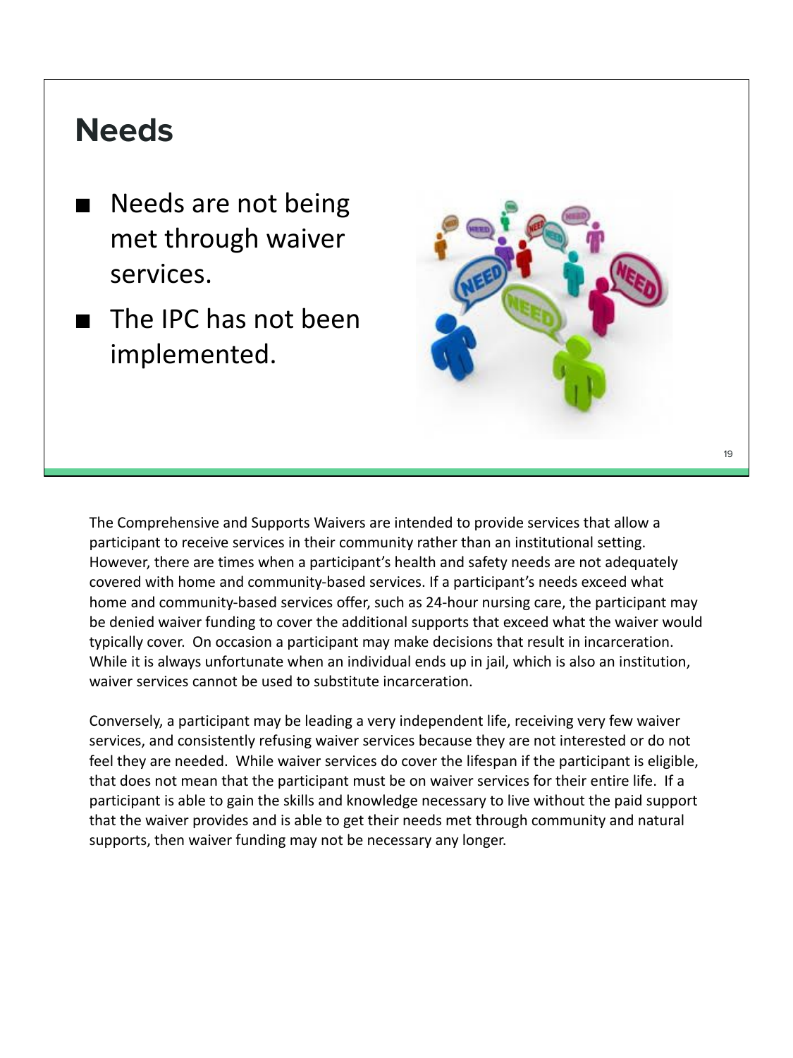## Needs

- Needs are not being met through waiver services.
- The IPC has not been implemented.

The Comprehensive and Supports Waivers are intended to provide services that allow a participant to receive services in their community rather than an institutional setting. However, there are times when a participant's health and safety needs are not adequately covered with home and community-based services. If a participant's needs exceed what home and community-based services offer, such as 24-hour nursing care, the participant may be denied waiver funding to cover the additional supports that exceed what the waiver would typically cover. On occasion a participant may make decisions that result in incarceration. While it is always unfortunate when an individual ends up in jail, which is also an institution, waiver services cannot be used to substitute incarceration.

Conversely, a participant may be leading a very independent life, receiving very few waiver services, and consistently refusing waiver services because they are not interested or do not feel they are needed. While waiver services do cover the lifespan if the participant is eligible, that does not mean that the participant must be on waiver services for their entire life. If a participant is able to gain the skills and knowledge necessary to live without the paid support that the waiver provides and is able to get their needs met through community and natural supports, then waiver funding may not be necessary any longer.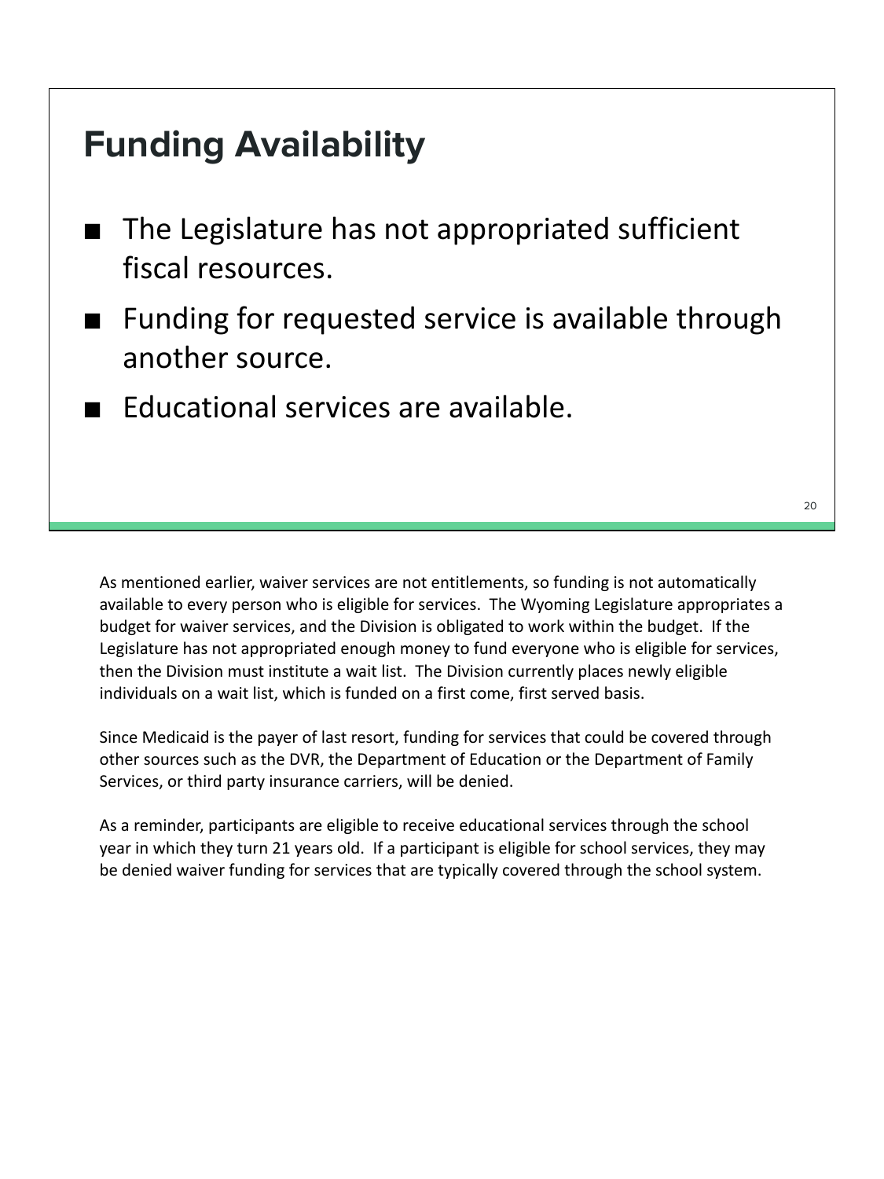## Funding Availability

- The Legislature has not appropriated sufficient fiscal resources.
- Funding for requested service is available through another source.
- Educational services are available.

As mentioned earlier, waiver services are not entitlements, so funding is not automatically available to every person who is eligible for services. The Wyoming Legislature appropriates a budget for waiver services, and the Division is obligated to work within the budget. If the Legislature has not appropriated enough money to fund everyone who is eligible for services, then the Division must institute a wait list. The Division currently places newly eligible individuals on a wait list, which is funded on a first come, first served basis.

Since Medicaid is the payer of last resort, funding for services that could be covered through other sources such as the DVR, the Department of Education or the Department of Family Services, or third party insurance carriers, will be denied.

As a reminder, participants are eligible to receive educational services through the school year in which they turn 21 years old. If a participant is eligible for school services, they may be denied waiver funding for services that are typically covered through the school system.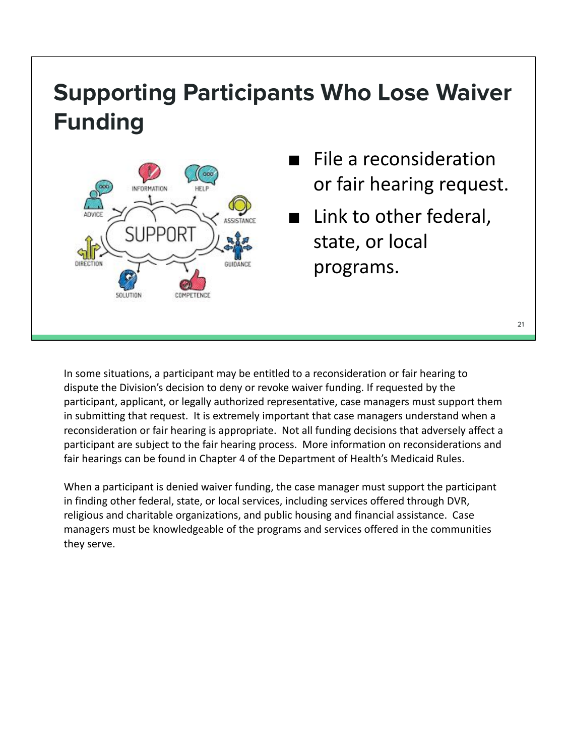# Supporting Participants Who Lose Waiver Funding

- File a reconsideration or fair hearing request.
- Link to other federal, state, or local programs.

In some situations, a participant may be entitled to a reconsideration or fair hearing to dispute the Division's decision to deny or revoke waiver funding. If requested by the participant, applicant, or legally authorized representative, case managers must support them in submitting that request. It is extremely important that case managers understand when a reconsideration or fair hearing is appropriate. Not all funding decisions that adversely affect a participant are subject to the fair hearing process. More information on reconsiderations and fair hearings can be found in Chapter 4 of the Department of Health's Medicaid Rules.

When a participant is denied waiver funding, the case manager must support the participant in finding other federal, state, or local services, including services offered through DVR, religious and charitable organizations, and public housing and financial assistance. Case managers must be knowledgeable of the programs and services offered in the communities they serve.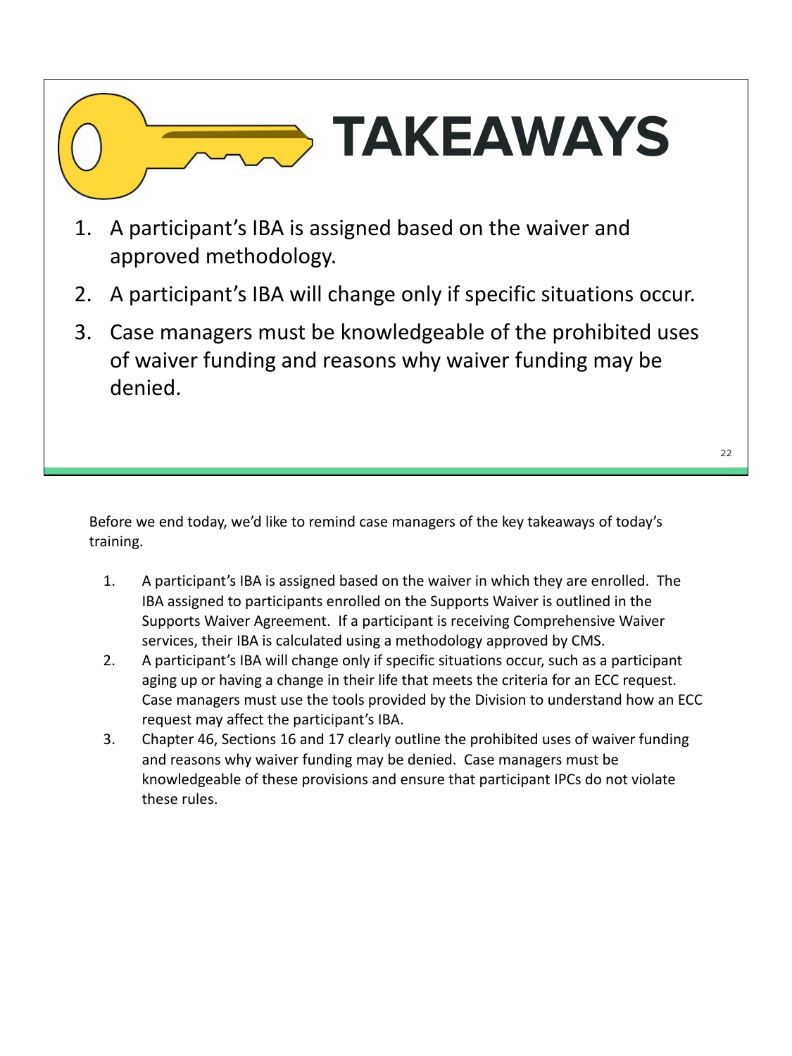# TAKEAWAYS

1. A participant's IBA is assigned based on the waiver and approved methodology.
2. A participant's IBA will change only if specific situations occur.
3. Case managers must be knowledgeable of the prohibited uses of waiver funding and reasons why waiver funding may be denied.

Before we end today, we'd like to remind case managers of the key takeaways of today's training.

1. A participant's IBA is assigned based on the waiver in which they are enrolled. The IBA assigned to participants enrolled on the Supports Waiver is outlined in the Supports Waiver Agreement. If a participant is receiving Comprehensive Waiver services, their IBA is calculated using a methodology approved by CMS.
2. A participant's IBA will change only if specific situations occur, such as a participant aging up or having a change in their life that meets the criteria for an ECC request. Case managers must use the tools provided by the Division to understand how an ECC request may affect the participant's IBA.
3. Chapter 46, Sections 16 and 17 clearly outline the prohibited uses of waiver funding and reasons why waiver funding may be denied. Case managers must be knowledgeable of these provisions and ensure that participant IPCs do not violate these rules.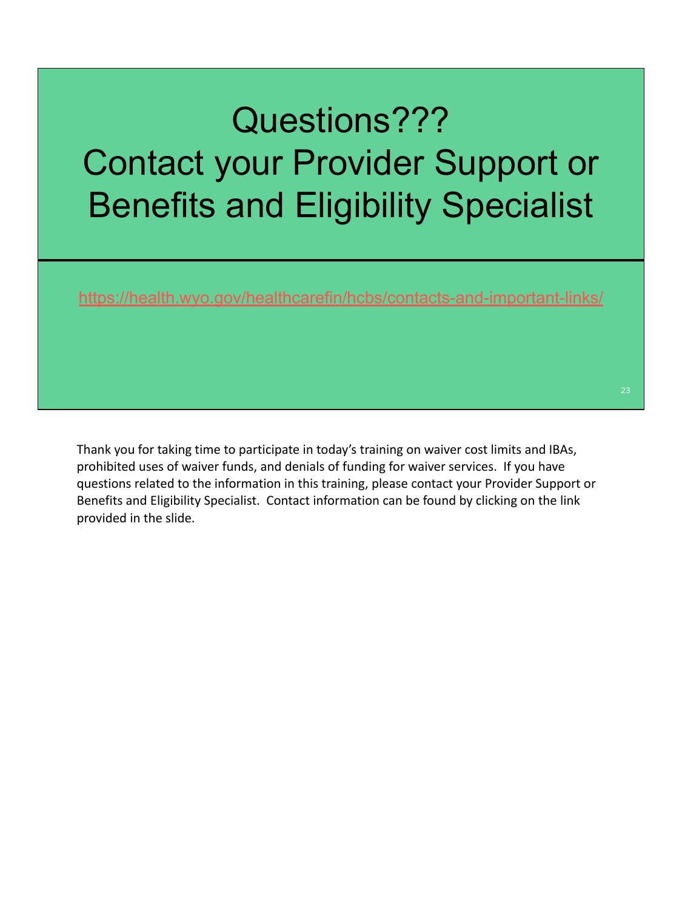# Questions???
# Contact your Provider Support or Benefits and Eligibility Specialist

https://health.wyo.gov/healthcarefin/hcbs/contacts-and-important-links/

Thank you for taking time to participate in today's training on waiver cost limits and IBAs, prohibited uses of waiver funds, and denials of funding for waiver services. If you have questions related to the information in this training, please contact your Provider Support or Benefits and Eligibility Specialist. Contact information can be found by clicking on the link provided in the slide.